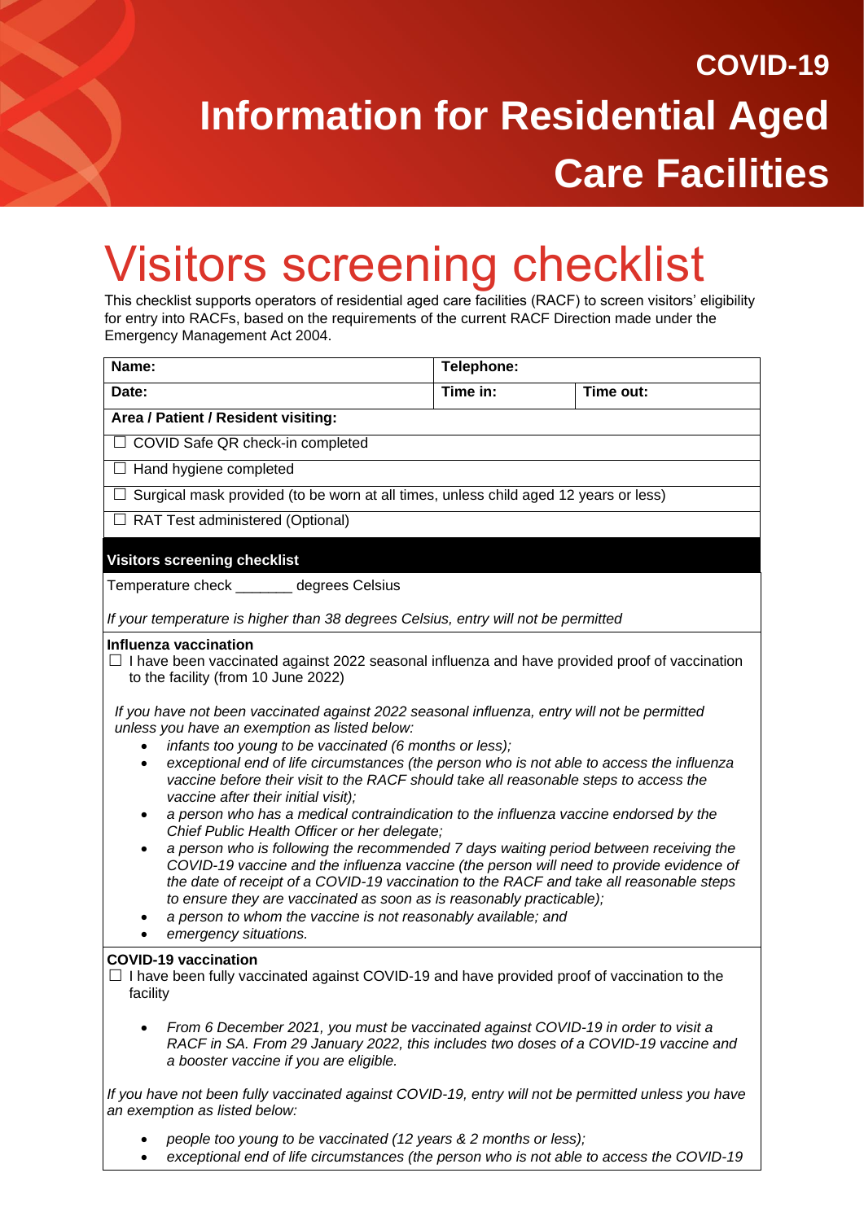## COVID-19

# Information for Residential Aged Care Facilities

# Visitors screening checklist

This checklist supports operators of residential aged care facilities (RACF) to screen visitors' eligibility for entry into RACFs, based on the requirements of the current RACF Direction made under the Emergency Management Act 2004.

| **Name:** | **Telephone:** | |
|---|---|---|
| **Date:** | **Time in:** | **Time out:** |
| **Area / Patient / Resident visiting:** | | |
| ☐ COVID Safe QR check-in completed | | |
| ☐ Hand hygiene completed | | |
| ☐ Surgical mask provided (to be worn at all times, unless child aged 12 years or less) | | |
| ☐ RAT Test administered (Optional) | | |

**Visitors screening checklist**

Temperature check _______ degrees Celsius

*If your temperature is higher than 38 degrees Celsius, entry will not be permitted*

**Influenza vaccination**

☐ I have been vaccinated against 2022 seasonal influenza and have provided proof of vaccination to the facility (from 10 June 2022)

*If you have not been vaccinated against 2022 seasonal influenza, entry will not be permitted unless you have an exemption as listed below:*

- *infants too young to be vaccinated (6 months or less);*
- *exceptional end of life circumstances (the person who is not able to access the influenza vaccine before their visit to the RACF should take all reasonable steps to access the vaccine after their initial visit);*
- *a person who has a medical contraindication to the influenza vaccine endorsed by the Chief Public Health Officer or her delegate;*
- *a person who is following the recommended 7 days waiting period between receiving the COVID-19 vaccine and the influenza vaccine (the person will need to provide evidence of the date of receipt of a COVID-19 vaccination to the RACF and take all reasonable steps to ensure they are vaccinated as soon as is reasonably practicable);*
- *a person to whom the vaccine is not reasonably available; and*
- *emergency situations.*

**COVID-19 vaccination**

☐ I have been fully vaccinated against COVID-19 and have provided proof of vaccination to the facility

- *From 6 December 2021, you must be vaccinated against COVID-19 in order to visit a RACF in SA. From 29 January 2022, this includes two doses of a COVID-19 vaccine and a booster vaccine if you are eligible.*

*If you have not been fully vaccinated against COVID-19, entry will not be permitted unless you have an exemption as listed below:*

- *people too young to be vaccinated (12 years & 2 months or less);*
- *exceptional end of life circumstances (the person who is not able to access the COVID-19*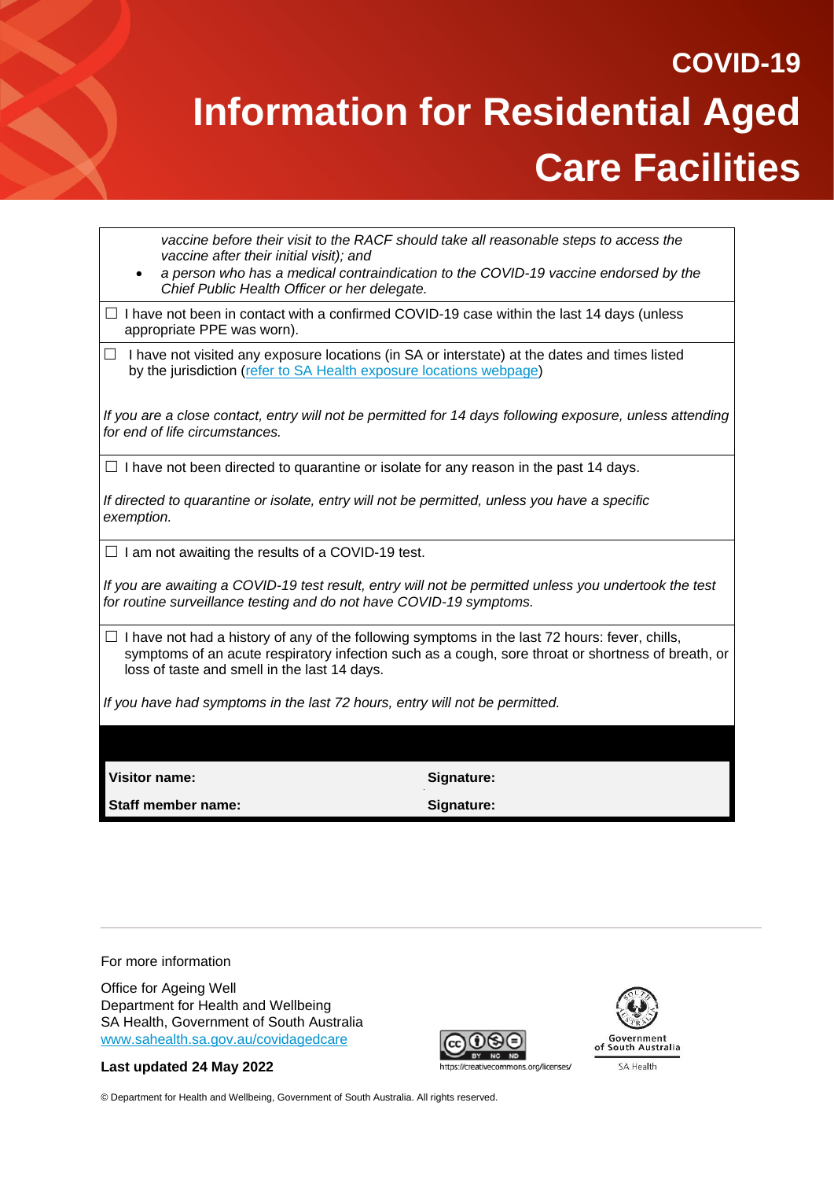# COVID-19

# Information for Residential Aged Care Facilities

*vaccine before their visit to the RACF should take all reasonable steps to access the vaccine after their initial visit); and*

- *a person who has a medical contraindication to the COVID-19 vaccine endorsed by the Chief Public Health Officer or her delegate.*

☐ I have not been in contact with a confirmed COVID-19 case within the last 14 days (unless appropriate PPE was worn).

☐ I have not visited any exposure locations (in SA or interstate) at the dates and times listed by the jurisdiction (refer to SA Health exposure locations webpage)

*If you are a close contact, entry will not be permitted for 14 days following exposure, unless attending for end of life circumstances.*

☐ I have not been directed to quarantine or isolate for any reason in the past 14 days.

*If directed to quarantine or isolate, entry will not be permitted, unless you have a specific exemption.*

☐ I am not awaiting the results of a COVID-19 test.

*If you are awaiting a COVID-19 test result, entry will not be permitted unless you undertook the test for routine surveillance testing and do not have COVID-19 symptoms.*

☐ I have not had a history of any of the following symptoms in the last 72 hours: fever, chills, symptoms of an acute respiratory infection such as a cough, sore throat or shortness of breath, or loss of taste and smell in the last 14 days.

*If you have had symptoms in the last 72 hours, entry will not be permitted.*

| | |
|---|---|
| **Visitor name:** | **Signature:** |
| **Staff member name:** | **Signature:** |

For more information

Office for Ageing Well
Department for Health and Wellbeing
SA Health, Government of South Australia
www.sahealth.sa.gov.au/covidagedcare

**Last updated 24 May 2022**

https://creativecommons.org/licenses/

Government of South Australia
SA Health

© Department for Health and Wellbeing, Government of South Australia. All rights reserved.